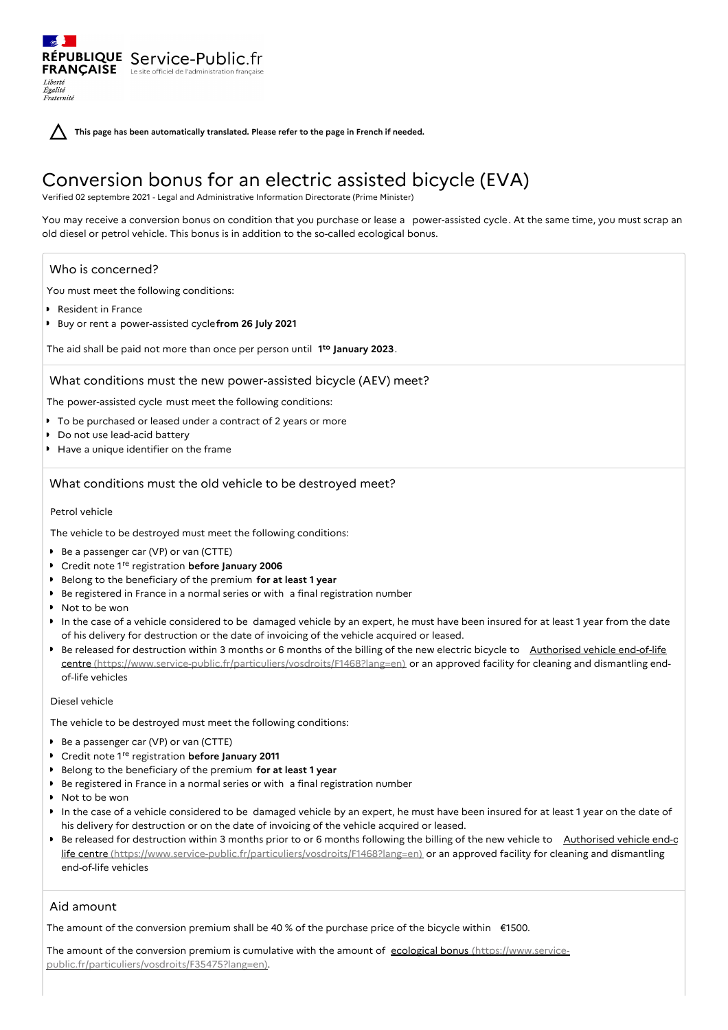RÉPUBLIQUE FRANÇAISE Service-Public.fr
Le site officiel de l'administration française

**This page has been automatically translated. Please refer to the page in French if needed.**

# Conversion bonus for an electric assisted bicycle (EVA)

Verified 02 septembre 2021 - Legal and Administrative Information Directorate (Prime Minister)

You may receive a conversion bonus on condition that you purchase or lease a power-assisted cycle. At the same time, you must scrap an old diesel or petrol vehicle. This bonus is in addition to the so-called ecological bonus.

## Who is concerned?

You must meet the following conditions:

- Resident in France
- Buy or rent a power-assisted cycle **from 26 July 2021**

The aid shall be paid not more than once per person until **1[to] January 2023**.

## What conditions must the new power-assisted bicycle (AEV) meet?

The power-assisted cycle must meet the following conditions:

- To be purchased or leased under a contract of 2 years or more
- Do not use lead-acid battery
- Have a unique identifier on the frame

## What conditions must the old vehicle to be destroyed meet?

### Petrol vehicle

The vehicle to be destroyed must meet the following conditions:

- Be a passenger car (VP) or van (CTTE)
- Credit note 1[re] registration **before January 2006**
- Belong to the beneficiary of the premium **for at least 1 year**
- Be registered in France in a normal series or with a final registration number
- Not to be won
- In the case of a vehicle considered to be damaged vehicle by an expert, he must have been insured for at least 1 year from the date of his delivery for destruction or the date of invoicing of the vehicle acquired or leased.
- Be released for destruction within 3 months or 6 months of the billing of the new electric bicycle to [Authorised vehicle end-of-life centre (https://www.service-public.fr/particuliers/vosdroits/F1468?lang=en)](https://www.service-public.fr/particuliers/vosdroits/F1468?lang=en) or an approved facility for cleaning and dismantling end-of-life vehicles

### Diesel vehicle

The vehicle to be destroyed must meet the following conditions:

- Be a passenger car (VP) or van (CTTE)
- Credit note 1[re] registration **before January 2011**
- Belong to the beneficiary of the premium **for at least 1 year**
- Be registered in France in a normal series or with a final registration number
- Not to be won
- In the case of a vehicle considered to be damaged vehicle by an expert, he must have been insured for at least 1 year on the date of his delivery for destruction or on the date of invoicing of the vehicle acquired or leased.
- Be released for destruction within 3 months prior to or 6 months following the billing of the new vehicle to [Authorised vehicle end-of-life centre (https://www.service-public.fr/particuliers/vosdroits/F1468?lang=en)](https://www.service-public.fr/particuliers/vosdroits/F1468?lang=en) or an approved facility for cleaning and dismantling end-of-life vehicles

## Aid amount

The amount of the conversion premium shall be 40 % of the purchase price of the bicycle within €1500.

The amount of the conversion premium is cumulative with the amount of [ecological bonus (https://www.service-public.fr/particuliers/vosdroits/F35475?lang=en)](https://www.service-public.fr/particuliers/vosdroits/F35475?lang=en).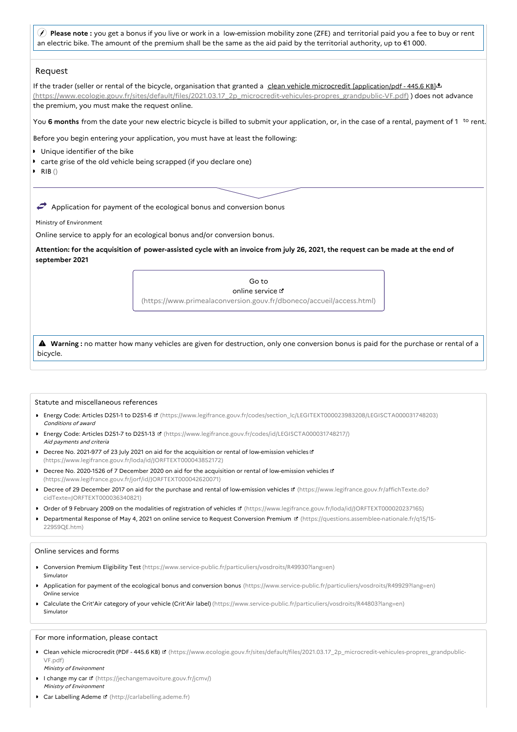**Please note :** you get a bonus if you live or work in a low-emission mobility zone (ZFE) and territorial paid you a fee to buy or rent an electric bike. The amount of the premium shall be the same as the aid paid by the territorial authority, up to €1 000.

## Request

If the trader (seller or rental of the bicycle, organisation that granted a clean vehicle microcredit [application/pdf - 445.6 KB] (https://www.ecologie.gouv.fr/sites/default/files/2021.03.17_2p_microcredit-vehicules-propres_grandpublic-VF.pdf) ) does not advance the premium, you must make the request online.

You **6 months** from the date your new electric bicycle is billed to submit your application, or, in the case of a rental, payment of 1 to rent.

Before you begin entering your application, you must have at least the following:

- Unique identifier of the bike
- carte grise of the old vehicle being scrapped (if you declare one)
- RIB ()

Application for payment of the ecological bonus and conversion bonus

Ministry of Environment

Online service to apply for an ecological bonus and/or conversion bonus.

**Attention: for the acquisition of power-assisted cycle with an invoice from july 26, 2021, the request can be made at the end of september 2021**

Go to online service (https://www.primealaconversion.gouv.fr/dboneco/accueil/access.html)

**Warning :** no matter how many vehicles are given for destruction, only one conversion bonus is paid for the purchase or rental of a bicycle.

## Statute and miscellaneous references

- Energy Code: Articles D251-1 to D251-6 (https://www.legifrance.gouv.fr/codes/section_lc/LEGITEXT000023983208/LEGISCTA000031748203)
  *Conditions of award*
- Energy Code: Articles D251-7 to D251-13 (https://www.legifrance.gouv.fr/codes/id/LEGISCTA000031748217/)
  *Aid payments and criteria*
- Decree No. 2021-977 of 23 July 2021 on aid for the acquisition or rental of low-emission vehicles (https://www.legifrance.gouv.fr/loda/id/JORFTEXT000043852172)
- Decree No. 2020-1526 of 7 December 2020 on aid for the acquisition or rental of low-emission vehicles (https://www.legifrance.gouv.fr/jorf/id/JORFTEXT000042620071)
- Decree of 29 December 2017 on aid for the purchase and rental of low-emission vehicles (https://www.legifrance.gouv.fr/affichTexte.do?cidTexte=JORFTEXT000036340821)
- Order of 9 February 2009 on the modalities of registration of vehicles (https://www.legifrance.gouv.fr/loda/id/JORFTEXT000020237165)
- Departmental Response of May 4, 2021 on online service to Request Conversion Premium (https://questions.assemblee-nationale.fr/q15/15-22959QE.htm)

## Online services and forms

- Conversion Premium Eligibility Test (https://www.service-public.fr/particuliers/vosdroits/R49930?lang=en)
  Simulator
- Application for payment of the ecological bonus and conversion bonus (https://www.service-public.fr/particuliers/vosdroits/R49929?lang=en)
  Online service
- Calculate the Crit'Air category of your vehicle (Crit'Air label) (https://www.service-public.fr/particuliers/vosdroits/R44803?lang=en)
  Simulator

## For more information, please contact

- Clean vehicle microcredit (PDF - 445.6 KB) (https://www.ecologie.gouv.fr/sites/default/files/2021.03.17_2p_microcredit-vehicules-propres_grandpublic-VF.pdf)
  *Ministry of Environment*
- I change my car (https://jechangemavoiture.gouv.fr/jcmv/)
  *Ministry of Environment*
- Car Labelling Ademe (http://carlabelling.ademe.fr)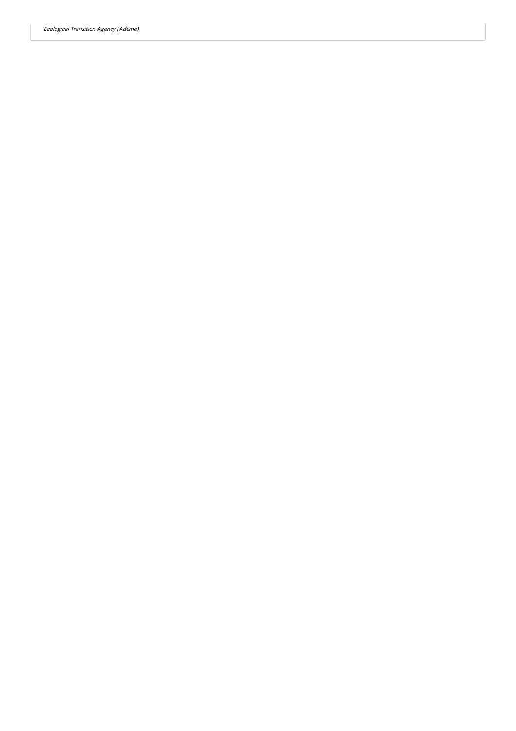*Ecological Transition Agency (Ademe)*